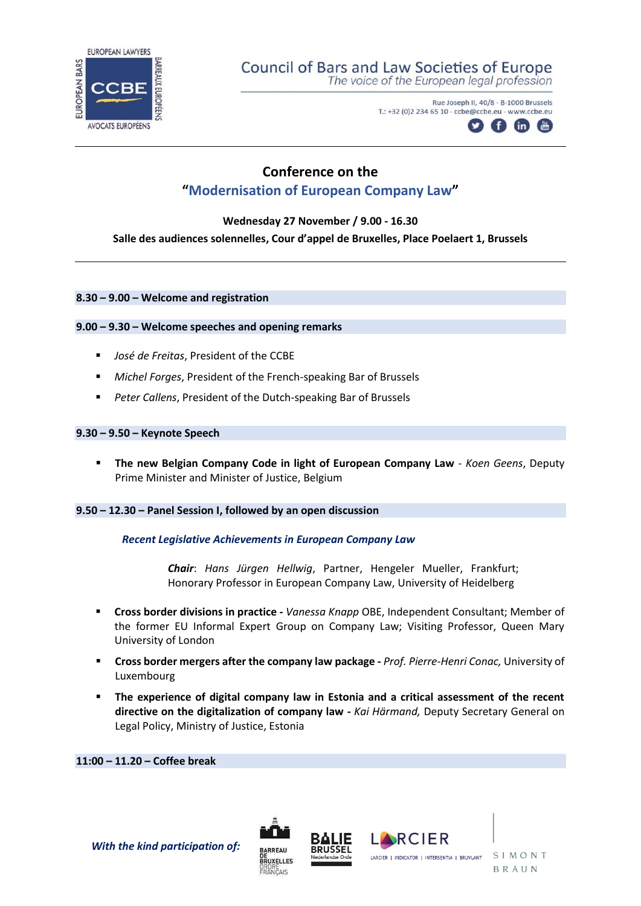Council of Bars and Law Societies of Europe
*The voice of the European legal profession*

Rue Joseph II, 40/8 - B-1000 Brussels
T.: +32 (0)2 234 65 10 - ccbe@ccbe.eu - www.ccbe.eu

# Conference on the "Modernisation of European Company Law"

**Wednesday 27 November / 9.00 - 16.30**

**Salle des audiences solennelles, Cour d'appel de Bruxelles, Place Poelaert 1, Brussels**

---

### 8.30 – 9.00 – Welcome and registration

### 9.00 – 9.30 – Welcome speeches and opening remarks

- *José de Freitas*, President of the CCBE
- *Michel Forges*, President of the French-speaking Bar of Brussels
- *Peter Callens*, President of the Dutch-speaking Bar of Brussels

### 9.30 – 9.50 – Keynote Speech

- **The new Belgian Company Code in light of European Company Law** - *Koen Geens*, Deputy Prime Minister and Minister of Justice, Belgium

### 9.50 – 12.30 – Panel Session I, followed by an open discussion

***Recent Legislative Achievements in European Company Law***

***Chair***: *Hans Jürgen Hellwig*, Partner, Hengeler Mueller, Frankfurt; Honorary Professor in European Company Law, University of Heidelberg

- **Cross border divisions in practice -** *Vanessa Knapp* OBE, Independent Consultant; Member of the former EU Informal Expert Group on Company Law; Visiting Professor, Queen Mary University of London
- **Cross border mergers after the company law package -** *Prof. Pierre-Henri Conac,* University of Luxembourg
- **The experience of digital company law in Estonia and a critical assessment of the recent directive on the digitalization of company law -** *Kai Härmand,* Deputy Secretary General on Legal Policy, Ministry of Justice, Estonia

### 11:00 – 11.20 – Coffee break

***With the kind participation of:***

BARREAU DE BRUXELLES ORDRE FRANÇAIS · BALIE BRUSSEL Nederlandse Orde · LARCIER | LARCIER | INDICATOR | INTERSENTIA | BRUYLANT · SIMONT BRAUN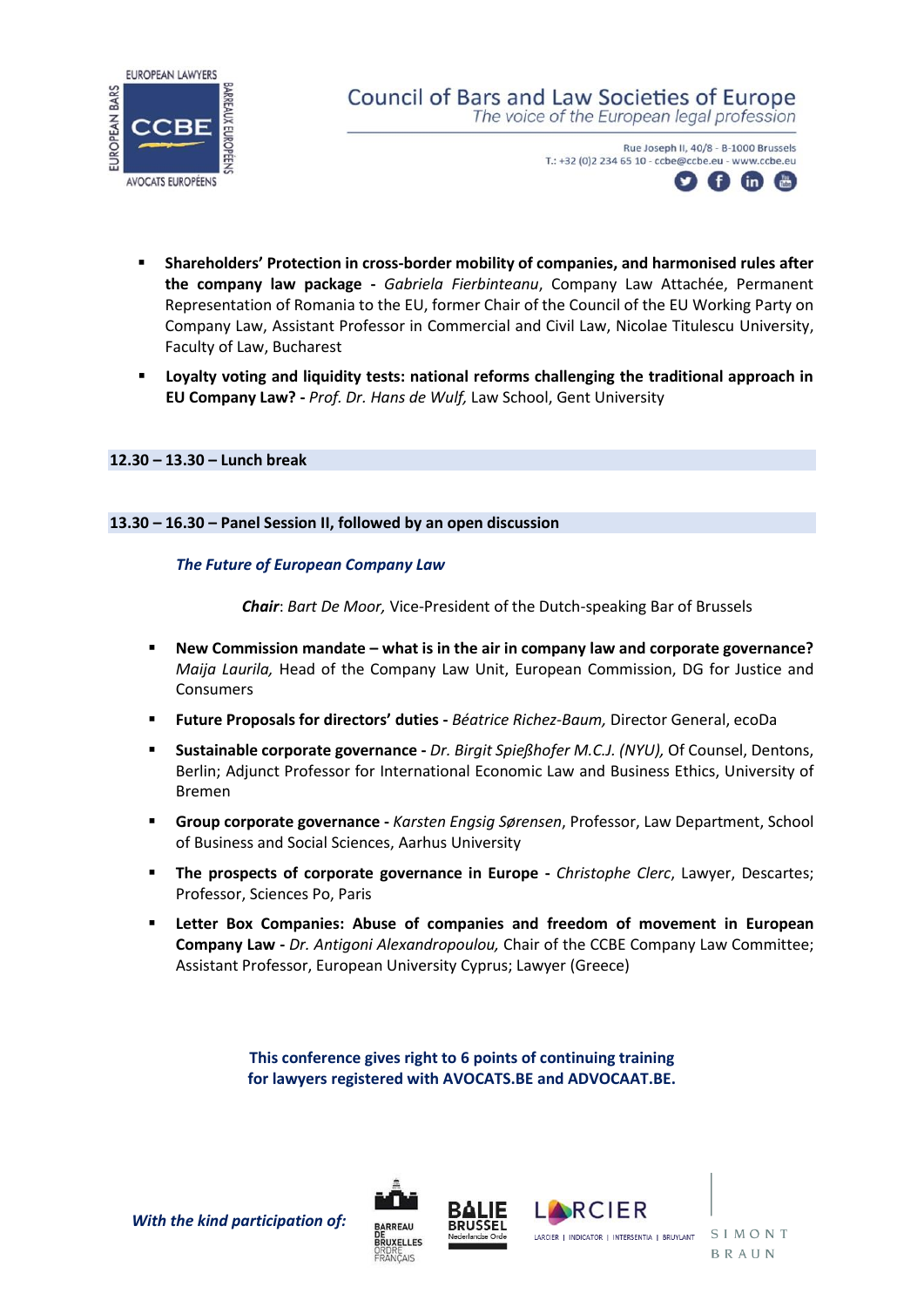- **Shareholders' Protection in cross-border mobility of companies, and harmonised rules after the company law package -** *Gabriela Fierbinteanu*, Company Law Attachée, Permanent Representation of Romania to the EU, former Chair of the Council of the EU Working Party on Company Law, Assistant Professor in Commercial and Civil Law, Nicolae Titulescu University, Faculty of Law, Bucharest
- **Loyalty voting and liquidity tests: national reforms challenging the traditional approach in EU Company Law? -** *Prof. Dr. Hans de Wulf,* Law School, Gent University

**12.30 – 13.30 – Lunch break**

**13.30 – 16.30 – Panel Session II, followed by an open discussion**

***The Future of European Company Law***

***Chair***: *Bart De Moor,* Vice-President of the Dutch-speaking Bar of Brussels

- **New Commission mandate – what is in the air in company law and corporate governance?** *Maija Laurila,* Head of the Company Law Unit, European Commission, DG for Justice and Consumers
- **Future Proposals for directors' duties -** *Béatrice Richez-Baum,* Director General, ecoDa
- **Sustainable corporate governance -** *Dr. Birgit Spießhofer M.C.J. (NYU),* Of Counsel, Dentons, Berlin; Adjunct Professor for International Economic Law and Business Ethics, University of Bremen
- **Group corporate governance -** *Karsten Engsig Sørensen*, Professor, Law Department, School of Business and Social Sciences, Aarhus University
- **The prospects of corporate governance in Europe -** *Christophe Clerc*, Lawyer, Descartes; Professor, Sciences Po, Paris
- **Letter Box Companies: Abuse of companies and freedom of movement in European Company Law -** *Dr. Antigoni Alexandropoulou,* Chair of the CCBE Company Law Committee; Assistant Professor, European University Cyprus; Lawyer (Greece)

**This conference gives right to 6 points of continuing training for lawyers registered with AVOCATS.BE and ADVOCAAT.BE.**

***With the kind participation of:***

BARREAU DE BRUXELLES ORDRE FRANÇAIS

BALIE BRUSSEL Nederlandse Orde

LARCIER | LARCIER | INDICATOR | INTERSENTIA | BRUYLANT

SIMONT BRAUN